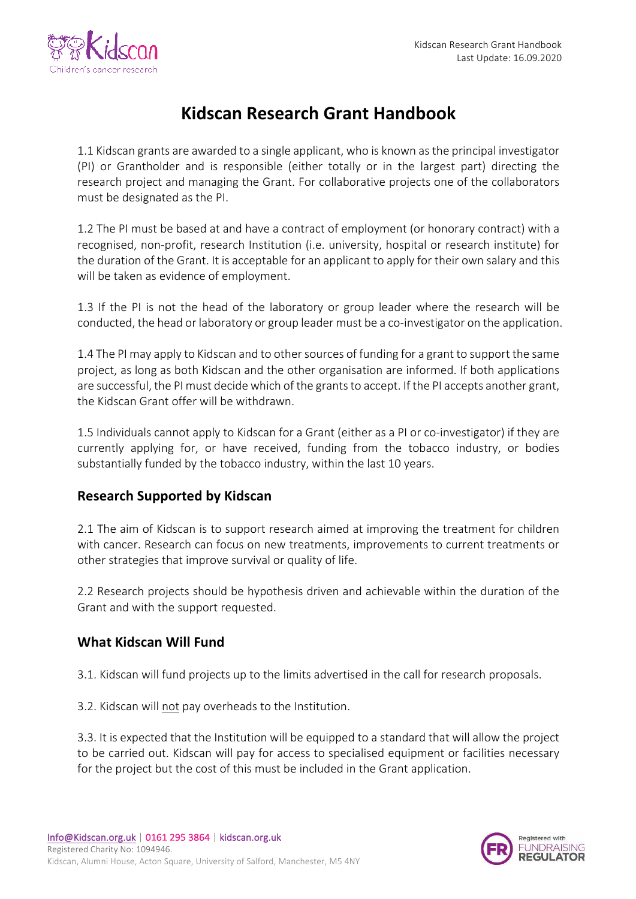# Kidscan Research Grant Handbook

1.1 Kidscan grants are awarded to a single applicant, who is known as the principal investigator (PI) or Grantholder and is responsible (either totally or in the largest part) directing the research project and managing the Grant. For collaborative projects one of the collaborators must be designated as the PI.

1.2 The PI must be based at and have a contract of employment (or honorary contract) with a recognised, non-profit, research Institution (i.e. university, hospital or research institute) for the duration of the Grant. It is acceptable for an applicant to apply for their own salary and this will be taken as evidence of employment.

1.3 If the PI is not the head of the laboratory or group leader where the research will be conducted, the head or laboratory or group leader must be a co-investigator on the application.

1.4 The PI may apply to Kidscan and to other sources of funding for a grant to support the same project, as long as both Kidscan and the other organisation are informed. If both applications are successful, the PI must decide which of the grants to accept. If the PI accepts another grant, the Kidscan Grant offer will be withdrawn.

1.5 Individuals cannot apply to Kidscan for a Grant (either as a PI or co-investigator) if they are currently applying for, or have received, funding from the tobacco industry, or bodies substantially funded by the tobacco industry, within the last 10 years.

## Research Supported by Kidscan

2.1 The aim of Kidscan is to support research aimed at improving the treatment for children with cancer. Research can focus on new treatments, improvements to current treatments or other strategies that improve survival or quality of life.

2.2 Research projects should be hypothesis driven and achievable within the duration of the Grant and with the support requested.

## What Kidscan Will Fund

3.1. Kidscan will fund projects up to the limits advertised in the call for research proposals.

3.2. Kidscan will not pay overheads to the Institution.

3.3. It is expected that the Institution will be equipped to a standard that will allow the project to be carried out. Kidscan will pay for access to specialised equipment or facilities necessary for the project but the cost of this must be included in the Grant application.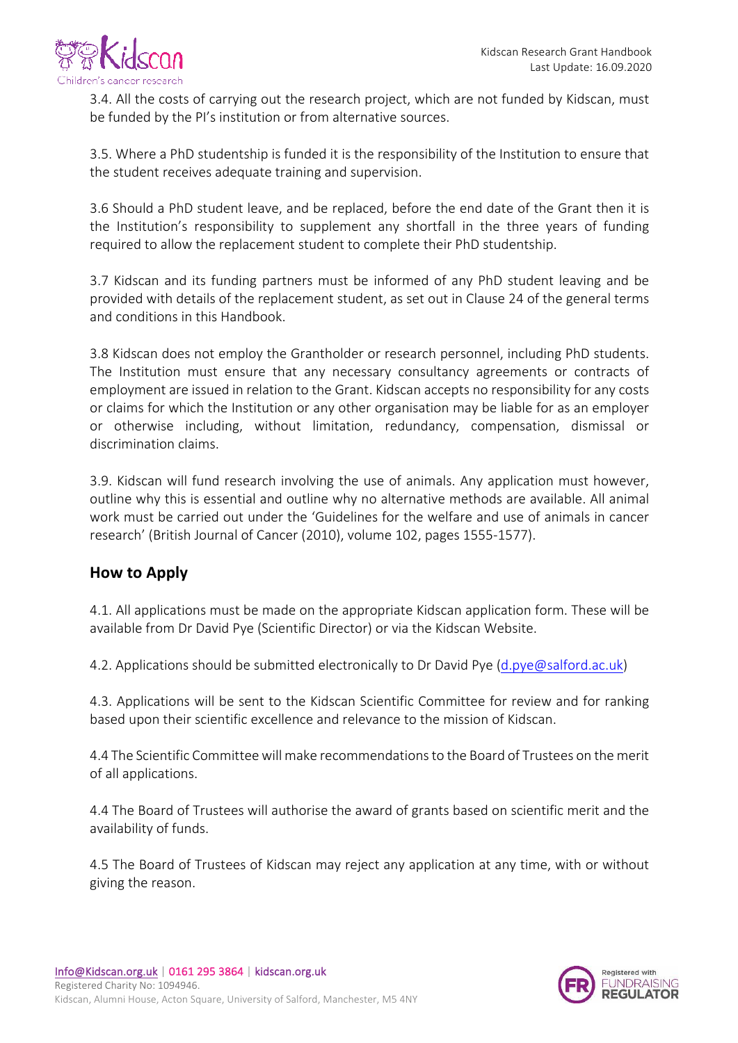3.4. All the costs of carrying out the research project, which are not funded by Kidscan, must be funded by the PI's institution or from alternative sources.

3.5. Where a PhD studentship is funded it is the responsibility of the Institution to ensure that the student receives adequate training and supervision.

3.6 Should a PhD student leave, and be replaced, before the end date of the Grant then it is the Institution's responsibility to supplement any shortfall in the three years of funding required to allow the replacement student to complete their PhD studentship.

3.7 Kidscan and its funding partners must be informed of any PhD student leaving and be provided with details of the replacement student, as set out in Clause 24 of the general terms and conditions in this Handbook.

3.8 Kidscan does not employ the Grantholder or research personnel, including PhD students. The Institution must ensure that any necessary consultancy agreements or contracts of employment are issued in relation to the Grant. Kidscan accepts no responsibility for any costs or claims for which the Institution or any other organisation may be liable for as an employer or otherwise including, without limitation, redundancy, compensation, dismissal or discrimination claims.

3.9. Kidscan will fund research involving the use of animals. Any application must however, outline why this is essential and outline why no alternative methods are available. All animal work must be carried out under the 'Guidelines for the welfare and use of animals in cancer research' (British Journal of Cancer (2010), volume 102, pages 1555-1577).

## How to Apply

4.1. All applications must be made on the appropriate Kidscan application form. These will be available from Dr David Pye (Scientific Director) or via the Kidscan Website.

4.2. Applications should be submitted electronically to Dr David Pye (d.pye@salford.ac.uk)

4.3. Applications will be sent to the Kidscan Scientific Committee for review and for ranking based upon their scientific excellence and relevance to the mission of Kidscan.

4.4 The Scientific Committee will make recommendations to the Board of Trustees on the merit of all applications.

4.4 The Board of Trustees will authorise the award of grants based on scientific merit and the availability of funds.

4.5 The Board of Trustees of Kidscan may reject any application at any time, with or without giving the reason.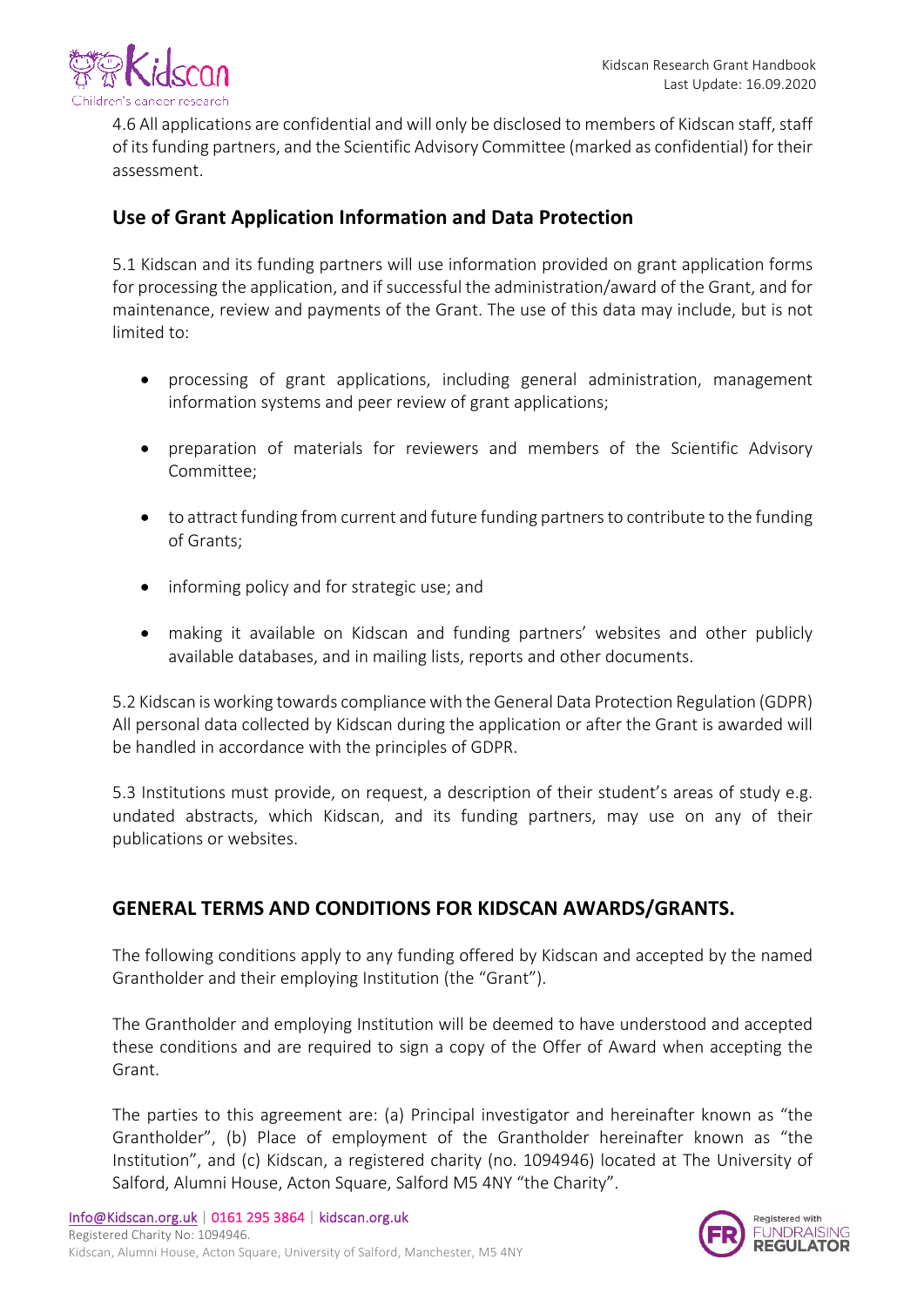4.6 All applications are confidential and will only be disclosed to members of Kidscan staff, staff of its funding partners, and the Scientific Advisory Committee (marked as confidential) for their assessment.

## Use of Grant Application Information and Data Protection

5.1 Kidscan and its funding partners will use information provided on grant application forms for processing the application, and if successful the administration/award of the Grant, and for maintenance, review and payments of the Grant. The use of this data may include, but is not limited to:

- processing of grant applications, including general administration, management information systems and peer review of grant applications;
- preparation of materials for reviewers and members of the Scientific Advisory Committee;
- to attract funding from current and future funding partners to contribute to the funding of Grants;
- informing policy and for strategic use; and
- making it available on Kidscan and funding partners' websites and other publicly available databases, and in mailing lists, reports and other documents.

5.2 Kidscan is working towards compliance with the General Data Protection Regulation (GDPR) All personal data collected by Kidscan during the application or after the Grant is awarded will be handled in accordance with the principles of GDPR.

5.3 Institutions must provide, on request, a description of their student's areas of study e.g. undated abstracts, which Kidscan, and its funding partners, may use on any of their publications or websites.

## GENERAL TERMS AND CONDITIONS FOR KIDSCAN AWARDS/GRANTS.

The following conditions apply to any funding offered by Kidscan and accepted by the named Grantholder and their employing Institution (the "Grant").

The Grantholder and employing Institution will be deemed to have understood and accepted these conditions and are required to sign a copy of the Offer of Award when accepting the Grant.

The parties to this agreement are: (a) Principal investigator and hereinafter known as "the Grantholder", (b) Place of employment of the Grantholder hereinafter known as "the Institution", and (c) Kidscan, a registered charity (no. 1094946) located at The University of Salford, Alumni House, Acton Square, Salford M5 4NY "the Charity".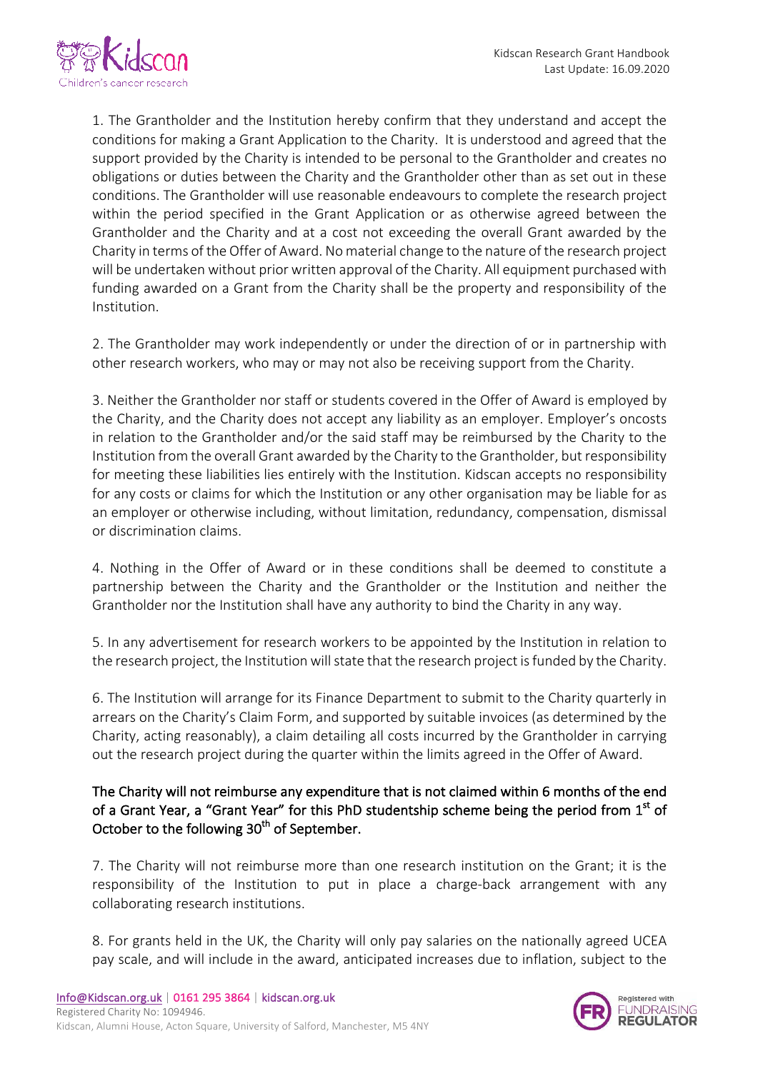1. The Grantholder and the Institution hereby confirm that they understand and accept the conditions for making a Grant Application to the Charity. It is understood and agreed that the support provided by the Charity is intended to be personal to the Grantholder and creates no obligations or duties between the Charity and the Grantholder other than as set out in these conditions. The Grantholder will use reasonable endeavours to complete the research project within the period specified in the Grant Application or as otherwise agreed between the Grantholder and the Charity and at a cost not exceeding the overall Grant awarded by the Charity in terms of the Offer of Award. No material change to the nature of the research project will be undertaken without prior written approval of the Charity. All equipment purchased with funding awarded on a Grant from the Charity shall be the property and responsibility of the Institution.

2. The Grantholder may work independently or under the direction of or in partnership with other research workers, who may or may not also be receiving support from the Charity.

3. Neither the Grantholder nor staff or students covered in the Offer of Award is employed by the Charity, and the Charity does not accept any liability as an employer. Employer's oncosts in relation to the Grantholder and/or the said staff may be reimbursed by the Charity to the Institution from the overall Grant awarded by the Charity to the Grantholder, but responsibility for meeting these liabilities lies entirely with the Institution. Kidscan accepts no responsibility for any costs or claims for which the Institution or any other organisation may be liable for as an employer or otherwise including, without limitation, redundancy, compensation, dismissal or discrimination claims.

4. Nothing in the Offer of Award or in these conditions shall be deemed to constitute a partnership between the Charity and the Grantholder or the Institution and neither the Grantholder nor the Institution shall have any authority to bind the Charity in any way.

5. In any advertisement for research workers to be appointed by the Institution in relation to the research project, the Institution will state that the research project is funded by the Charity.

6. The Institution will arrange for its Finance Department to submit to the Charity quarterly in arrears on the Charity's Claim Form, and supported by suitable invoices (as determined by the Charity, acting reasonably), a claim detailing all costs incurred by the Grantholder in carrying out the research project during the quarter within the limits agreed in the Offer of Award.

The Charity will not reimburse any expenditure that is not claimed within 6 months of the end of a Grant Year, a "Grant Year" for this PhD studentship scheme being the period from 1st of October to the following 30th of September.

7. The Charity will not reimburse more than one research institution on the Grant; it is the responsibility of the Institution to put in place a charge-back arrangement with any collaborating research institutions.

8. For grants held in the UK, the Charity will only pay salaries on the nationally agreed UCEA pay scale, and will include in the award, anticipated increases due to inflation, subject to the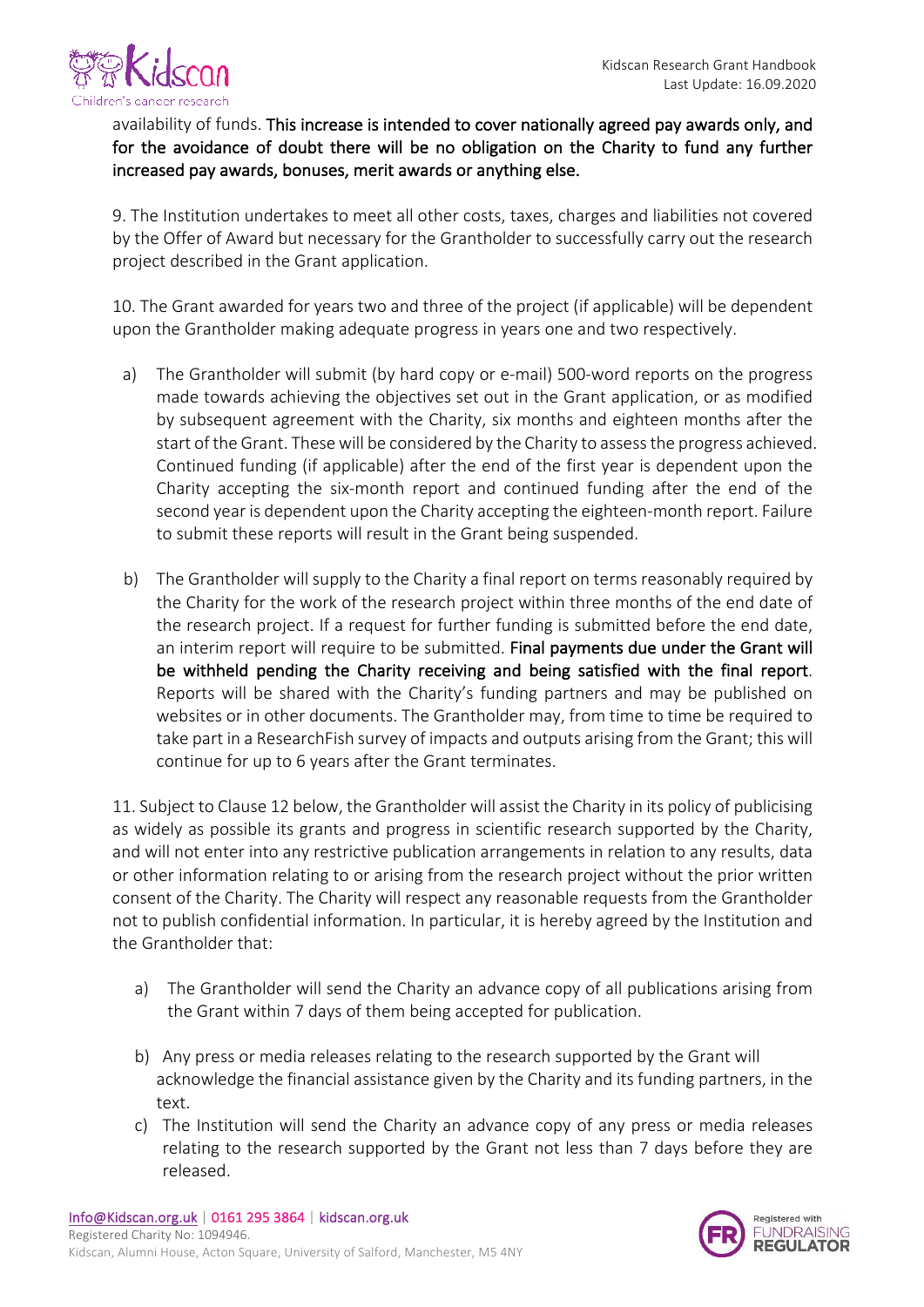availability of funds. **This increase is intended to cover nationally agreed pay awards only, and for the avoidance of doubt there will be no obligation on the Charity to fund any further increased pay awards, bonuses, merit awards or anything else.**

9. The Institution undertakes to meet all other costs, taxes, charges and liabilities not covered by the Offer of Award but necessary for the Grantholder to successfully carry out the research project described in the Grant application.

10. The Grant awarded for years two and three of the project (if applicable) will be dependent upon the Grantholder making adequate progress in years one and two respectively.

a) The Grantholder will submit (by hard copy or e-mail) 500-word reports on the progress made towards achieving the objectives set out in the Grant application, or as modified by subsequent agreement with the Charity, six months and eighteen months after the start of the Grant. These will be considered by the Charity to assess the progress achieved. Continued funding (if applicable) after the end of the first year is dependent upon the Charity accepting the six-month report and continued funding after the end of the second year is dependent upon the Charity accepting the eighteen-month report. Failure to submit these reports will result in the Grant being suspended.

b) The Grantholder will supply to the Charity a final report on terms reasonably required by the Charity for the work of the research project within three months of the end date of the research project. If a request for further funding is submitted before the end date, an interim report will require to be submitted. **Final payments due under the Grant will be withheld pending the Charity receiving and being satisfied with the final report**. Reports will be shared with the Charity's funding partners and may be published on websites or in other documents. The Grantholder may, from time to time be required to take part in a ResearchFish survey of impacts and outputs arising from the Grant; this will continue for up to 6 years after the Grant terminates.

11. Subject to Clause 12 below, the Grantholder will assist the Charity in its policy of publicising as widely as possible its grants and progress in scientific research supported by the Charity, and will not enter into any restrictive publication arrangements in relation to any results, data or other information relating to or arising from the research project without the prior written consent of the Charity. The Charity will respect any reasonable requests from the Grantholder not to publish confidential information. In particular, it is hereby agreed by the Institution and the Grantholder that:

a) The Grantholder will send the Charity an advance copy of all publications arising from the Grant within 7 days of them being accepted for publication.

b) Any press or media releases relating to the research supported by the Grant will acknowledge the financial assistance given by the Charity and its funding partners, in the text.

c) The Institution will send the Charity an advance copy of any press or media releases relating to the research supported by the Grant not less than 7 days before they are released.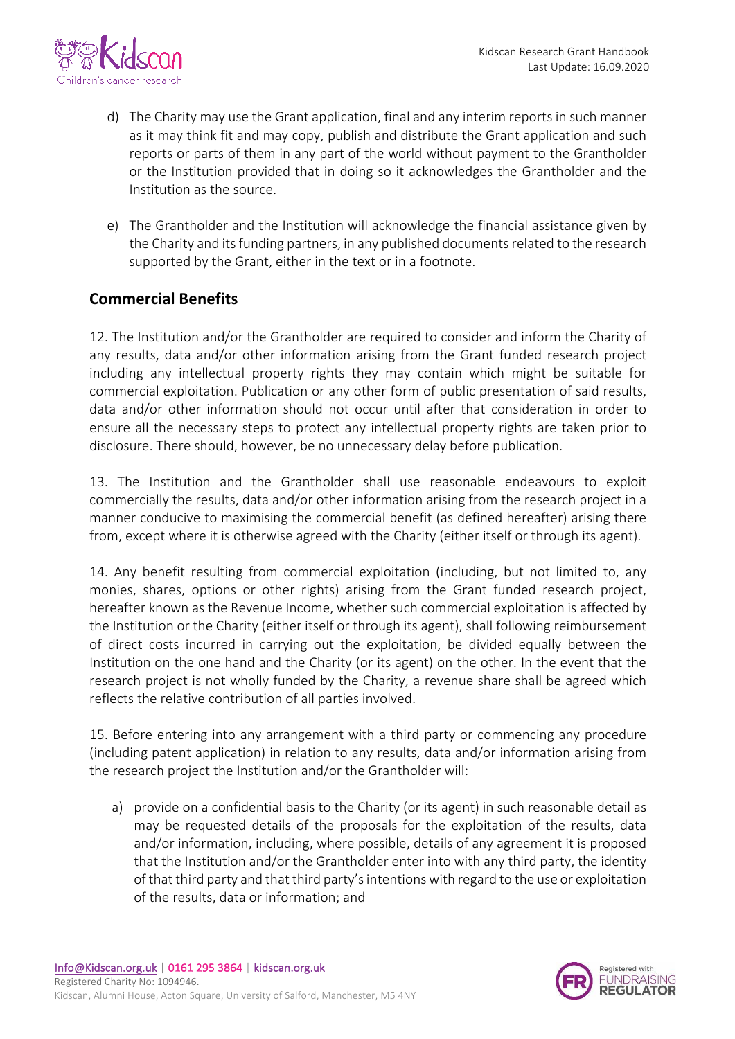d) The Charity may use the Grant application, final and any interim reports in such manner as it may think fit and may copy, publish and distribute the Grant application and such reports or parts of them in any part of the world without payment to the Grantholder or the Institution provided that in doing so it acknowledges the Grantholder and the Institution as the source.

e) The Grantholder and the Institution will acknowledge the financial assistance given by the Charity and its funding partners, in any published documents related to the research supported by the Grant, either in the text or in a footnote.

## Commercial Benefits

12. The Institution and/or the Grantholder are required to consider and inform the Charity of any results, data and/or other information arising from the Grant funded research project including any intellectual property rights they may contain which might be suitable for commercial exploitation. Publication or any other form of public presentation of said results, data and/or other information should not occur until after that consideration in order to ensure all the necessary steps to protect any intellectual property rights are taken prior to disclosure. There should, however, be no unnecessary delay before publication.

13. The Institution and the Grantholder shall use reasonable endeavours to exploit commercially the results, data and/or other information arising from the research project in a manner conducive to maximising the commercial benefit (as defined hereafter) arising there from, except where it is otherwise agreed with the Charity (either itself or through its agent).

14. Any benefit resulting from commercial exploitation (including, but not limited to, any monies, shares, options or other rights) arising from the Grant funded research project, hereafter known as the Revenue Income, whether such commercial exploitation is affected by the Institution or the Charity (either itself or through its agent), shall following reimbursement of direct costs incurred in carrying out the exploitation, be divided equally between the Institution on the one hand and the Charity (or its agent) on the other. In the event that the research project is not wholly funded by the Charity, a revenue share shall be agreed which reflects the relative contribution of all parties involved.

15. Before entering into any arrangement with a third party or commencing any procedure (including patent application) in relation to any results, data and/or information arising from the research project the Institution and/or the Grantholder will:

a) provide on a confidential basis to the Charity (or its agent) in such reasonable detail as may be requested details of the proposals for the exploitation of the results, data and/or information, including, where possible, details of any agreement it is proposed that the Institution and/or the Grantholder enter into with any third party, the identity of that third party and that third party's intentions with regard to the use or exploitation of the results, data or information; and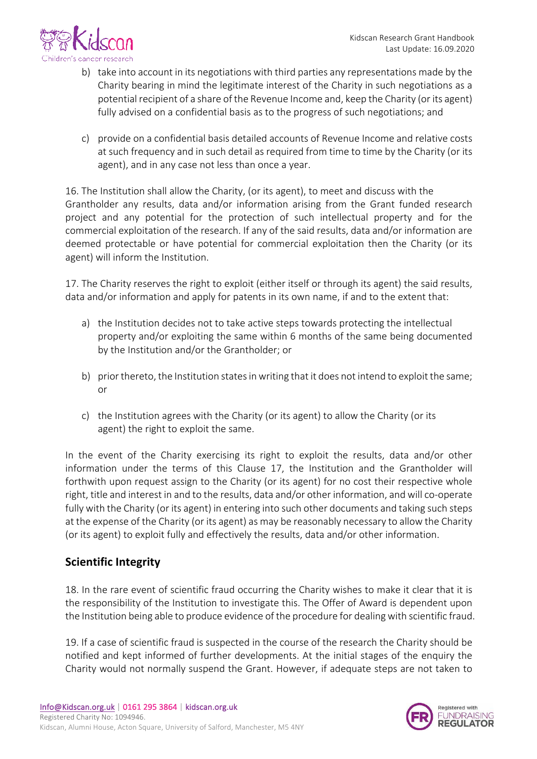b) take into account in its negotiations with third parties any representations made by the Charity bearing in mind the legitimate interest of the Charity in such negotiations as a potential recipient of a share of the Revenue Income and, keep the Charity (or its agent) fully advised on a confidential basis as to the progress of such negotiations; and

c) provide on a confidential basis detailed accounts of Revenue Income and relative costs at such frequency and in such detail as required from time to time by the Charity (or its agent), and in any case not less than once a year.

16. The Institution shall allow the Charity, (or its agent), to meet and discuss with the Grantholder any results, data and/or information arising from the Grant funded research project and any potential for the protection of such intellectual property and for the commercial exploitation of the research. If any of the said results, data and/or information are deemed protectable or have potential for commercial exploitation then the Charity (or its agent) will inform the Institution.

17. The Charity reserves the right to exploit (either itself or through its agent) the said results, data and/or information and apply for patents in its own name, if and to the extent that:

a) the Institution decides not to take active steps towards protecting the intellectual property and/or exploiting the same within 6 months of the same being documented by the Institution and/or the Grantholder; or

b) prior thereto, the Institution states in writing that it does not intend to exploit the same; or

c) the Institution agrees with the Charity (or its agent) to allow the Charity (or its agent) the right to exploit the same.

In the event of the Charity exercising its right to exploit the results, data and/or other information under the terms of this Clause 17, the Institution and the Grantholder will forthwith upon request assign to the Charity (or its agent) for no cost their respective whole right, title and interest in and to the results, data and/or other information, and will co-operate fully with the Charity (or its agent) in entering into such other documents and taking such steps at the expense of the Charity (or its agent) as may be reasonably necessary to allow the Charity (or its agent) to exploit fully and effectively the results, data and/or other information.

## Scientific Integrity

18. In the rare event of scientific fraud occurring the Charity wishes to make it clear that it is the responsibility of the Institution to investigate this. The Offer of Award is dependent upon the Institution being able to produce evidence of the procedure for dealing with scientific fraud.

19. If a case of scientific fraud is suspected in the course of the research the Charity should be notified and kept informed of further developments. At the initial stages of the enquiry the Charity would not normally suspend the Grant. However, if adequate steps are not taken to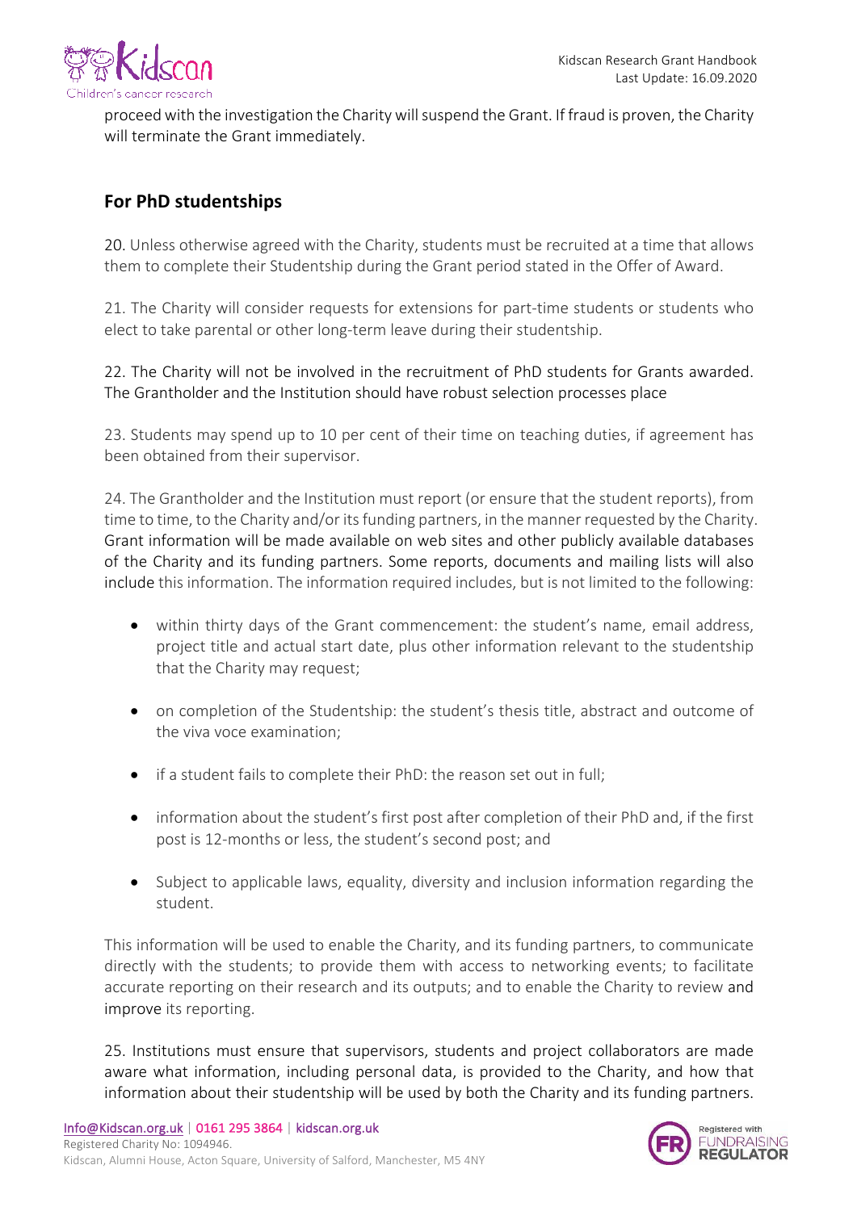proceed with the investigation the Charity will suspend the Grant. If fraud is proven, the Charity will terminate the Grant immediately.

## For PhD studentships

20. Unless otherwise agreed with the Charity, students must be recruited at a time that allows them to complete their Studentship during the Grant period stated in the Offer of Award.

21. The Charity will consider requests for extensions for part-time students or students who elect to take parental or other long-term leave during their studentship.

22. The Charity will not be involved in the recruitment of PhD students for Grants awarded. The Grantholder and the Institution should have robust selection processes place

23. Students may spend up to 10 per cent of their time on teaching duties, if agreement has been obtained from their supervisor.

24. The Grantholder and the Institution must report (or ensure that the student reports), from time to time, to the Charity and/or its funding partners, in the manner requested by the Charity. Grant information will be made available on web sites and other publicly available databases of the Charity and its funding partners. Some reports, documents and mailing lists will also include this information. The information required includes, but is not limited to the following:

- within thirty days of the Grant commencement: the student's name, email address, project title and actual start date, plus other information relevant to the studentship that the Charity may request;
- on completion of the Studentship: the student's thesis title, abstract and outcome of the viva voce examination;
- if a student fails to complete their PhD: the reason set out in full;
- information about the student's first post after completion of their PhD and, if the first post is 12-months or less, the student's second post; and
- Subject to applicable laws, equality, diversity and inclusion information regarding the student.

This information will be used to enable the Charity, and its funding partners, to communicate directly with the students; to provide them with access to networking events; to facilitate accurate reporting on their research and its outputs; and to enable the Charity to review and improve its reporting.

25. Institutions must ensure that supervisors, students and project collaborators are made aware what information, including personal data, is provided to the Charity, and how that information about their studentship will be used by both the Charity and its funding partners.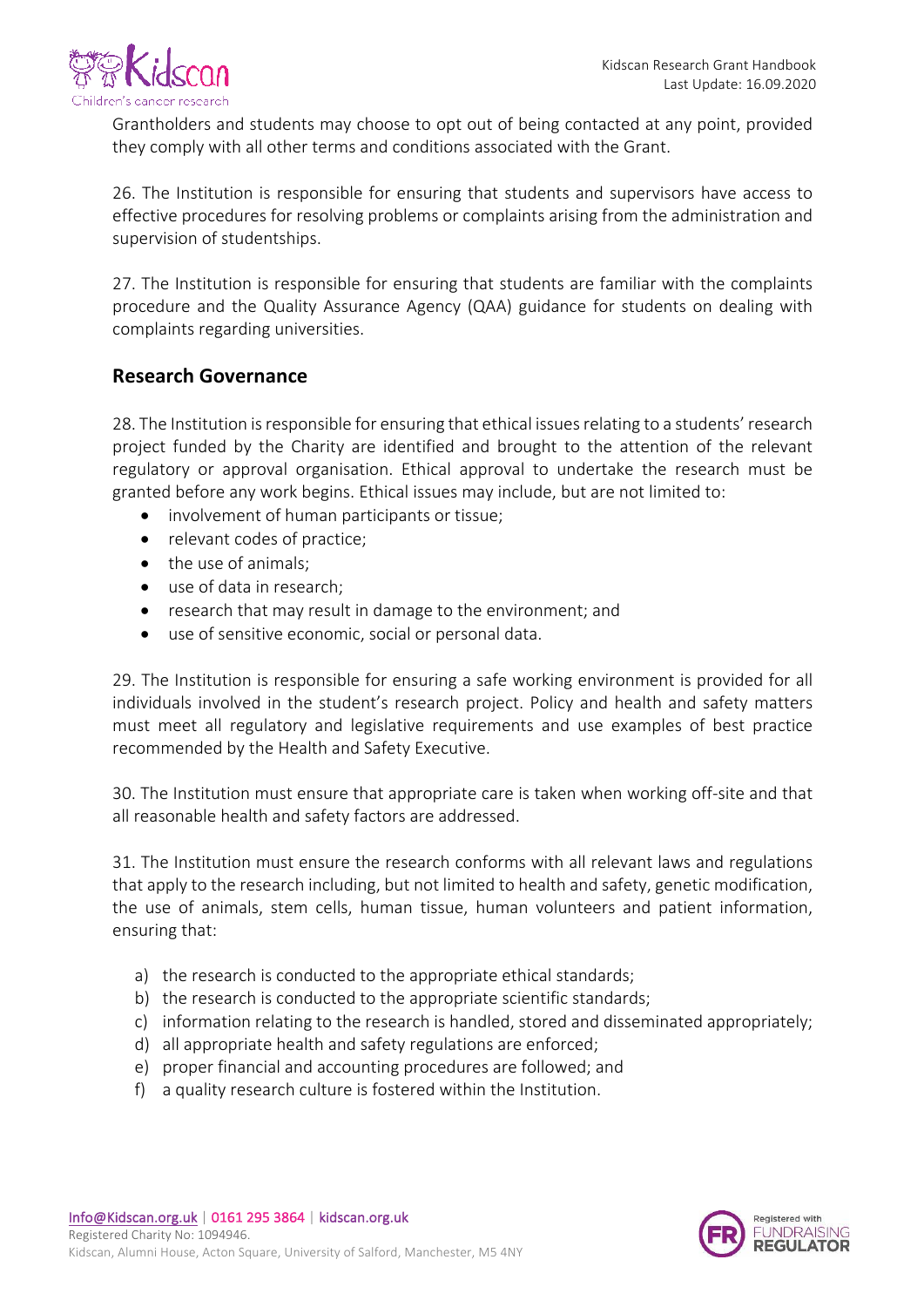Grantholders and students may choose to opt out of being contacted at any point, provided they comply with all other terms and conditions associated with the Grant.

26. The Institution is responsible for ensuring that students and supervisors have access to effective procedures for resolving problems or complaints arising from the administration and supervision of studentships.

27. The Institution is responsible for ensuring that students are familiar with the complaints procedure and the Quality Assurance Agency (QAA) guidance for students on dealing with complaints regarding universities.

## Research Governance

28. The Institution is responsible for ensuring that ethical issues relating to a students' research project funded by the Charity are identified and brought to the attention of the relevant regulatory or approval organisation. Ethical approval to undertake the research must be granted before any work begins. Ethical issues may include, but are not limited to:

- involvement of human participants or tissue;
- relevant codes of practice;
- the use of animals;
- use of data in research;
- research that may result in damage to the environment; and
- use of sensitive economic, social or personal data.

29. The Institution is responsible for ensuring a safe working environment is provided for all individuals involved in the student's research project. Policy and health and safety matters must meet all regulatory and legislative requirements and use examples of best practice recommended by the Health and Safety Executive.

30. The Institution must ensure that appropriate care is taken when working off-site and that all reasonable health and safety factors are addressed.

31. The Institution must ensure the research conforms with all relevant laws and regulations that apply to the research including, but not limited to health and safety, genetic modification, the use of animals, stem cells, human tissue, human volunteers and patient information, ensuring that:

a) the research is conducted to the appropriate ethical standards;
b) the research is conducted to the appropriate scientific standards;
c) information relating to the research is handled, stored and disseminated appropriately;
d) all appropriate health and safety regulations are enforced;
e) proper financial and accounting procedures are followed; and
f) a quality research culture is fostered within the Institution.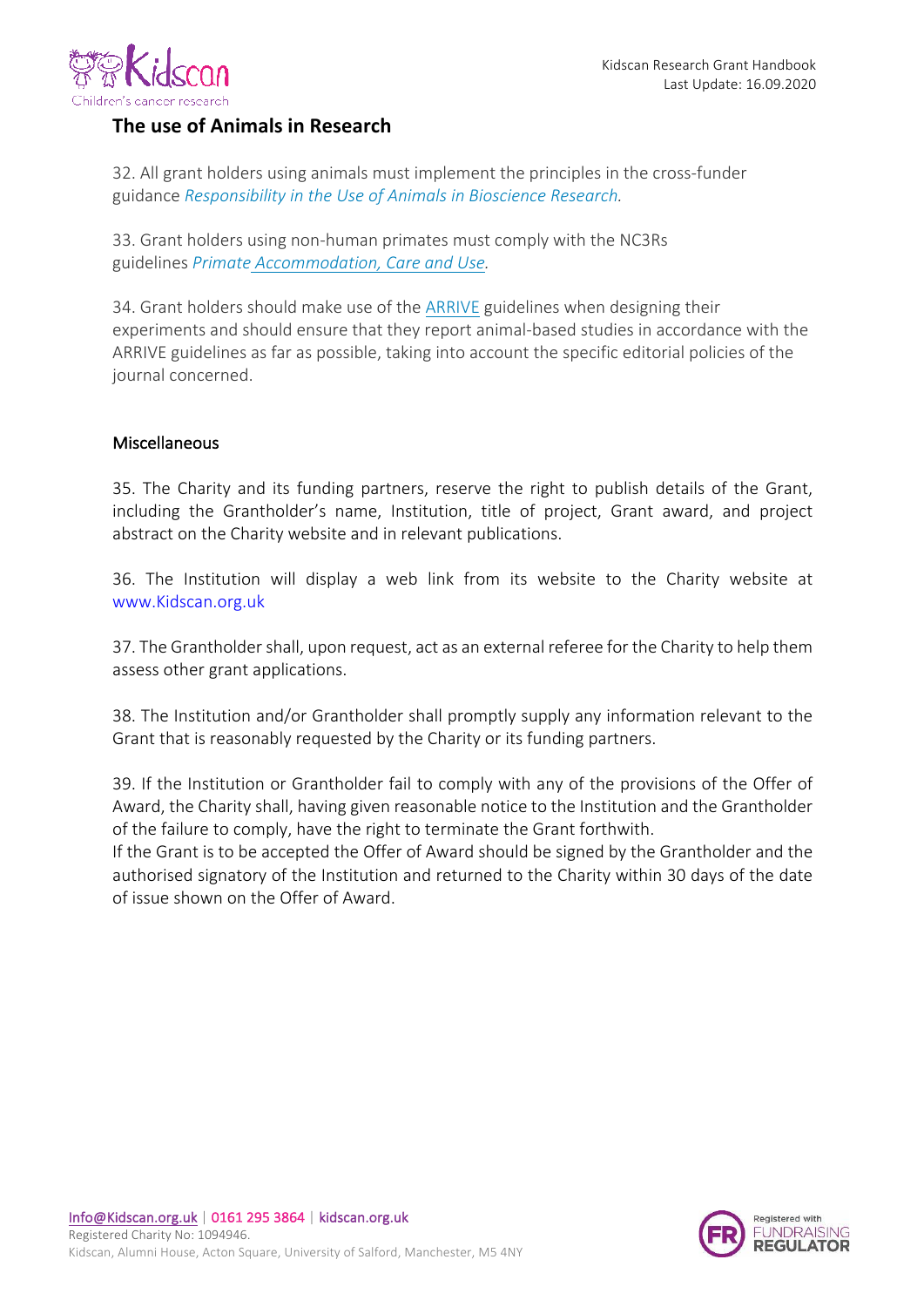## The use of Animals in Research

32. All grant holders using animals must implement the principles in the cross-funder guidance *Responsibility in the Use of Animals in Bioscience Research.*

33. Grant holders using non-human primates must comply with the NC3Rs guidelines *Primate Accommodation, Care and Use.*

34. Grant holders should make use of the ARRIVE guidelines when designing their experiments and should ensure that they report animal-based studies in accordance with the ARRIVE guidelines as far as possible, taking into account the specific editorial policies of the journal concerned.

### Miscellaneous

35. The Charity and its funding partners, reserve the right to publish details of the Grant, including the Grantholder's name, Institution, title of project, Grant award, and project abstract on the Charity website and in relevant publications.

36. The Institution will display a web link from its website to the Charity website at www.Kidscan.org.uk

37. The Grantholder shall, upon request, act as an external referee for the Charity to help them assess other grant applications.

38. The Institution and/or Grantholder shall promptly supply any information relevant to the Grant that is reasonably requested by the Charity or its funding partners.

39. If the Institution or Grantholder fail to comply with any of the provisions of the Offer of Award, the Charity shall, having given reasonable notice to the Institution and the Grantholder of the failure to comply, have the right to terminate the Grant forthwith.
If the Grant is to be accepted the Offer of Award should be signed by the Grantholder and the authorised signatory of the Institution and returned to the Charity within 30 days of the date of issue shown on the Offer of Award.